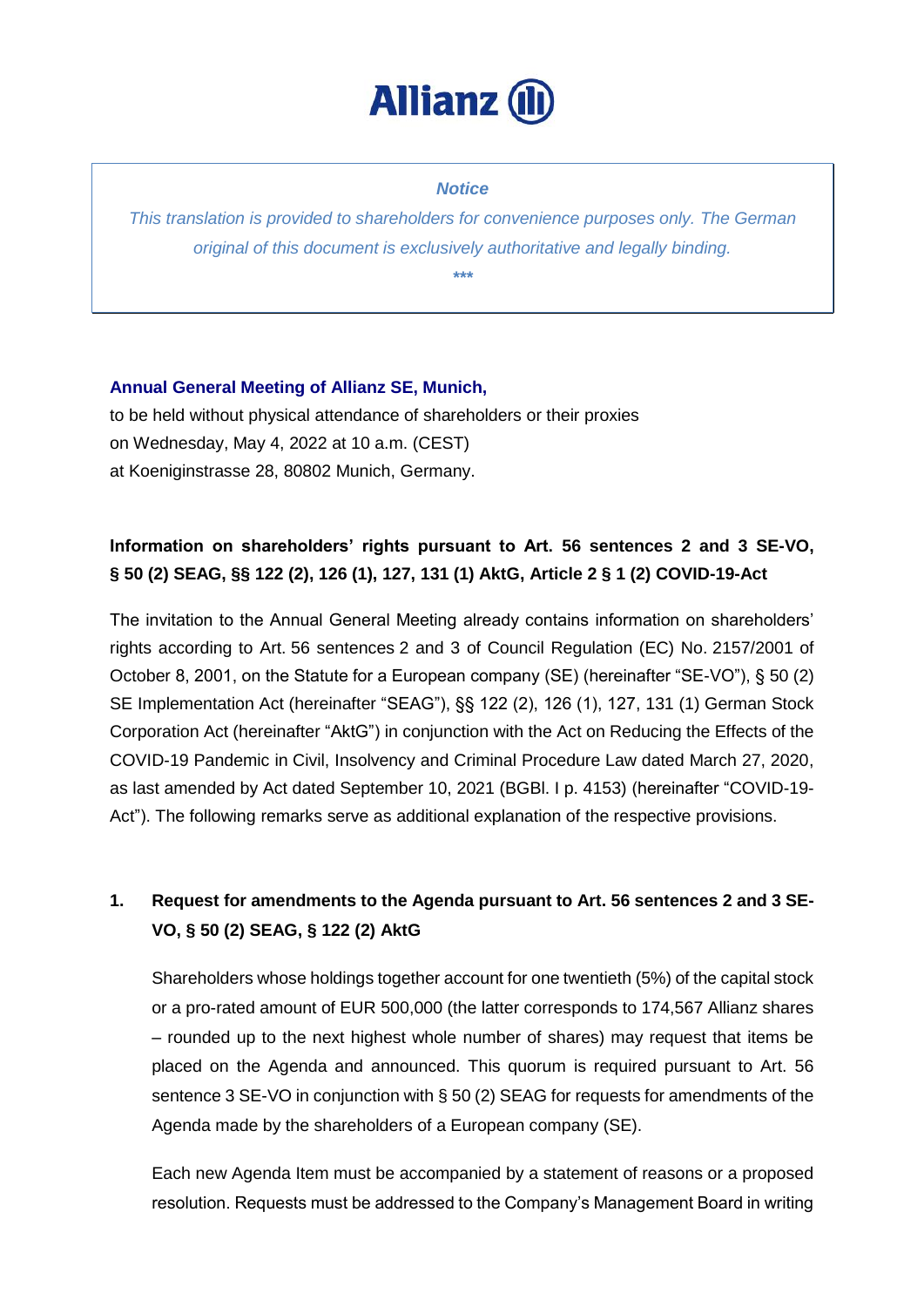# Allianz

> ***Notice***
>
> *This translation is provided to shareholders for convenience purposes only. The German original of this document is exclusively authoritative and legally binding.*
>
> *\*\*\**

**Annual General Meeting of Allianz SE, Munich,**
to be held without physical attendance of shareholders or their proxies
on Wednesday, May 4, 2022 at 10 a.m. (CEST)
at Koeniginstrasse 28, 80802 Munich, Germany.

## Information on shareholders' rights pursuant to Art. 56 sentences 2 and 3 SE-VO, § 50 (2) SEAG, §§ 122 (2), 126 (1), 127, 131 (1) AktG, Article 2 § 1 (2) COVID-19-Act

The invitation to the Annual General Meeting already contains information on shareholders' rights according to Art. 56 sentences 2 and 3 of Council Regulation (EC) No. 2157/2001 of October 8, 2001, on the Statute for a European company (SE) (hereinafter "SE-VO"), § 50 (2) SE Implementation Act (hereinafter "SEAG"), §§ 122 (2), 126 (1), 127, 131 (1) German Stock Corporation Act (hereinafter "AktG") in conjunction with the Act on Reducing the Effects of the COVID-19 Pandemic in Civil, Insolvency and Criminal Procedure Law dated March 27, 2020, as last amended by Act dated September 10, 2021 (BGBl. I p. 4153) (hereinafter "COVID-19-Act"). The following remarks serve as additional explanation of the respective provisions.

### 1. Request for amendments to the Agenda pursuant to Art. 56 sentences 2 and 3 SE-VO, § 50 (2) SEAG, § 122 (2) AktG

Shareholders whose holdings together account for one twentieth (5%) of the capital stock or a pro-rated amount of EUR 500,000 (the latter corresponds to 174,567 Allianz shares – rounded up to the next highest whole number of shares) may request that items be placed on the Agenda and announced. This quorum is required pursuant to Art. 56 sentence 3 SE-VO in conjunction with § 50 (2) SEAG for requests for amendments of the Agenda made by the shareholders of a European company (SE).

Each new Agenda Item must be accompanied by a statement of reasons or a proposed resolution. Requests must be addressed to the Company's Management Board in writing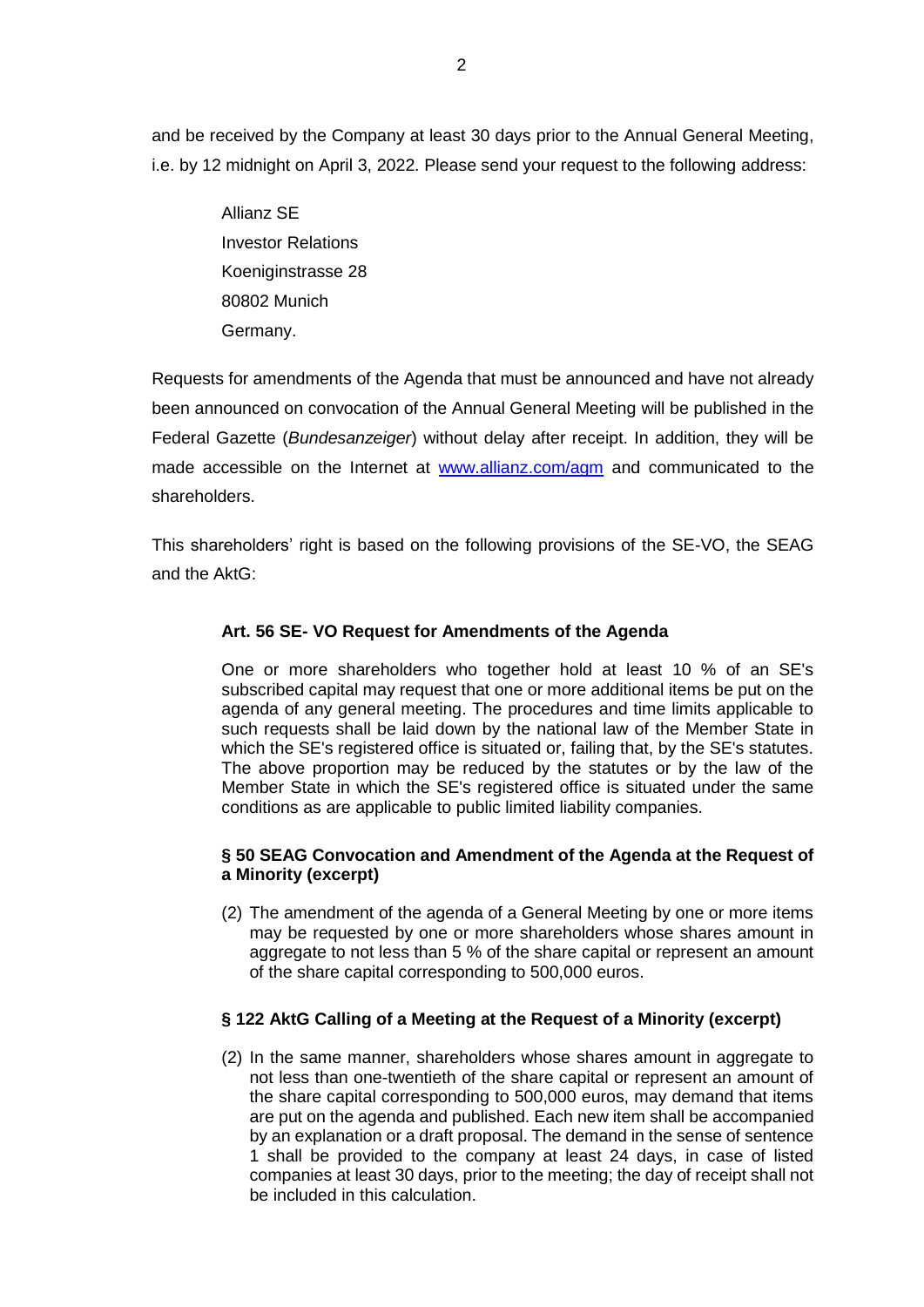and be received by the Company at least 30 days prior to the Annual General Meeting, i.e. by 12 midnight on April 3, 2022. Please send your request to the following address:

> Allianz SE
> Investor Relations
> Koeniginstrasse 28
> 80802 Munich
> Germany.

Requests for amendments of the Agenda that must be announced and have not already been announced on convocation of the Annual General Meeting will be published in the Federal Gazette (*Bundesanzeiger*) without delay after receipt. In addition, they will be made accessible on the Internet at [www.allianz.com/agm](www.allianz.com/agm) and communicated to the shareholders.

This shareholders' right is based on the following provisions of the SE-VO, the SEAG and the AktG:

**Art. 56 SE- VO Request for Amendments of the Agenda**

One or more shareholders who together hold at least 10 % of an SE's subscribed capital may request that one or more additional items be put on the agenda of any general meeting. The procedures and time limits applicable to such requests shall be laid down by the national law of the Member State in which the SE's registered office is situated or, failing that, by the SE's statutes. The above proportion may be reduced by the statutes or by the law of the Member State in which the SE's registered office is situated under the same conditions as are applicable to public limited liability companies.

**§ 50 SEAG Convocation and Amendment of the Agenda at the Request of a Minority (excerpt)**

(2) The amendment of the agenda of a General Meeting by one or more items may be requested by one or more shareholders whose shares amount in aggregate to not less than 5 % of the share capital or represent an amount of the share capital corresponding to 500,000 euros.

**§ 122 AktG Calling of a Meeting at the Request of a Minority (excerpt)**

(2) In the same manner, shareholders whose shares amount in aggregate to not less than one-twentieth of the share capital or represent an amount of the share capital corresponding to 500,000 euros, may demand that items are put on the agenda and published. Each new item shall be accompanied by an explanation or a draft proposal. The demand in the sense of sentence 1 shall be provided to the company at least 24 days, in case of listed companies at least 30 days, prior to the meeting; the day of receipt shall not be included in this calculation.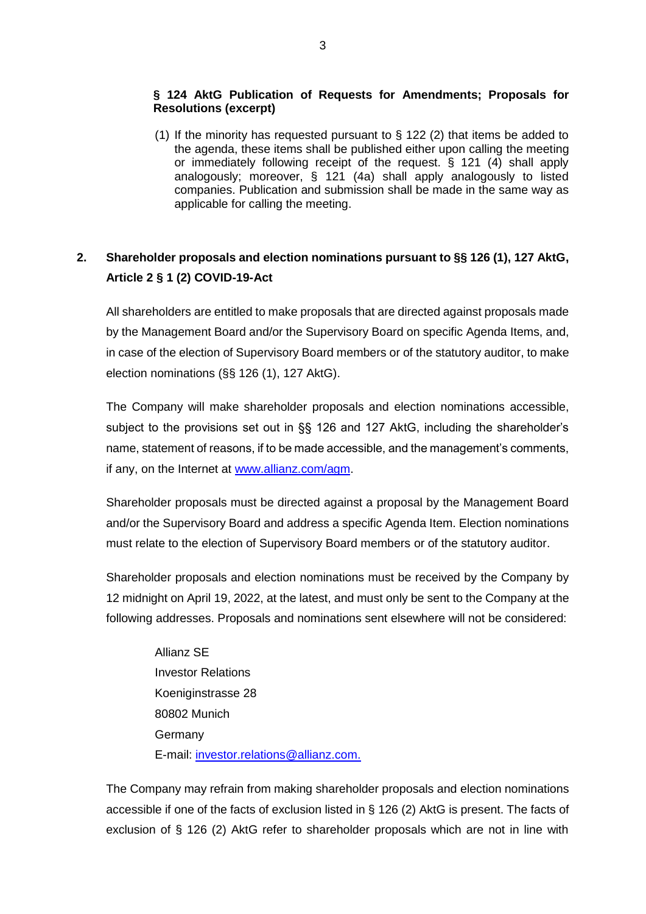**§ 124 AktG Publication of Requests for Amendments; Proposals for Resolutions (excerpt)**

(1) If the minority has requested pursuant to § 122 (2) that items be added to the agenda, these items shall be published either upon calling the meeting or immediately following receipt of the request. § 121 (4) shall apply analogously; moreover, § 121 (4a) shall apply analogously to listed companies. Publication and submission shall be made in the same way as applicable for calling the meeting.

## 2. Shareholder proposals and election nominations pursuant to §§ 126 (1), 127 AktG, Article 2 § 1 (2) COVID-19-Act

All shareholders are entitled to make proposals that are directed against proposals made by the Management Board and/or the Supervisory Board on specific Agenda Items, and, in case of the election of Supervisory Board members or of the statutory auditor, to make election nominations (§§ 126 (1), 127 AktG).

The Company will make shareholder proposals and election nominations accessible, subject to the provisions set out in §§ 126 and 127 AktG, including the shareholder's name, statement of reasons, if to be made accessible, and the management's comments, if any, on the Internet at www.allianz.com/agm.

Shareholder proposals must be directed against a proposal by the Management Board and/or the Supervisory Board and address a specific Agenda Item. Election nominations must relate to the election of Supervisory Board members or of the statutory auditor.

Shareholder proposals and election nominations must be received by the Company by 12 midnight on April 19, 2022, at the latest, and must only be sent to the Company at the following addresses. Proposals and nominations sent elsewhere will not be considered:

Allianz SE
Investor Relations
Koeniginstrasse 28
80802 Munich
Germany
E-mail: investor.relations@allianz.com.

The Company may refrain from making shareholder proposals and election nominations accessible if one of the facts of exclusion listed in § 126 (2) AktG is present. The facts of exclusion of § 126 (2) AktG refer to shareholder proposals which are not in line with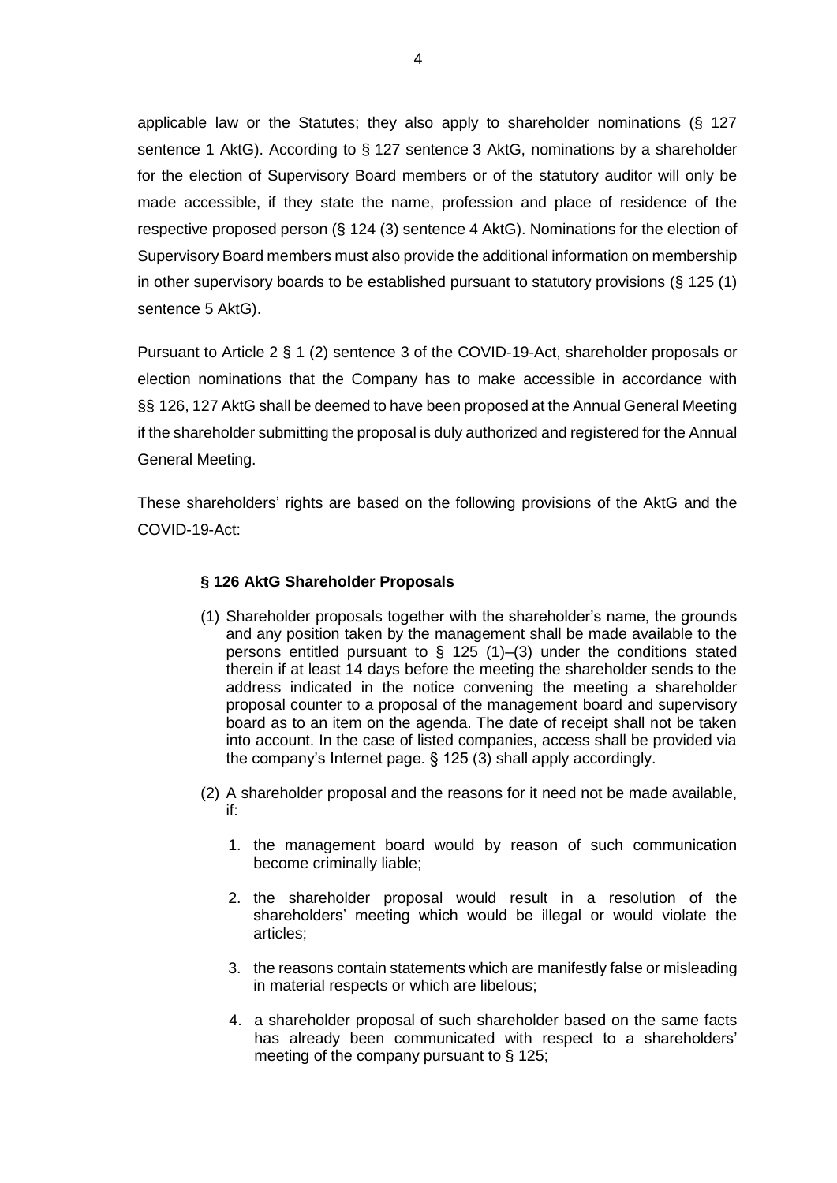applicable law or the Statutes; they also apply to shareholder nominations (§ 127 sentence 1 AktG). According to § 127 sentence 3 AktG, nominations by a shareholder for the election of Supervisory Board members or of the statutory auditor will only be made accessible, if they state the name, profession and place of residence of the respective proposed person (§ 124 (3) sentence 4 AktG). Nominations for the election of Supervisory Board members must also provide the additional information on membership in other supervisory boards to be established pursuant to statutory provisions (§ 125 (1) sentence 5 AktG).

Pursuant to Article 2 § 1 (2) sentence 3 of the COVID-19-Act, shareholder proposals or election nominations that the Company has to make accessible in accordance with §§ 126, 127 AktG shall be deemed to have been proposed at the Annual General Meeting if the shareholder submitting the proposal is duly authorized and registered for the Annual General Meeting.

These shareholders' rights are based on the following provisions of the AktG and the COVID-19-Act:

**§ 126 AktG Shareholder Proposals**

(1) Shareholder proposals together with the shareholder's name, the grounds and any position taken by the management shall be made available to the persons entitled pursuant to § 125 (1)–(3) under the conditions stated therein if at least 14 days before the meeting the shareholder sends to the address indicated in the notice convening the meeting a shareholder proposal counter to a proposal of the management board and supervisory board as to an item on the agenda. The date of receipt shall not be taken into account. In the case of listed companies, access shall be provided via the company's Internet page. § 125 (3) shall apply accordingly.

(2) A shareholder proposal and the reasons for it need not be made available, if:

1. the management board would by reason of such communication become criminally liable;
2. the shareholder proposal would result in a resolution of the shareholders' meeting which would be illegal or would violate the articles;
3. the reasons contain statements which are manifestly false or misleading in material respects or which are libelous;
4. a shareholder proposal of such shareholder based on the same facts has already been communicated with respect to a shareholders' meeting of the company pursuant to § 125;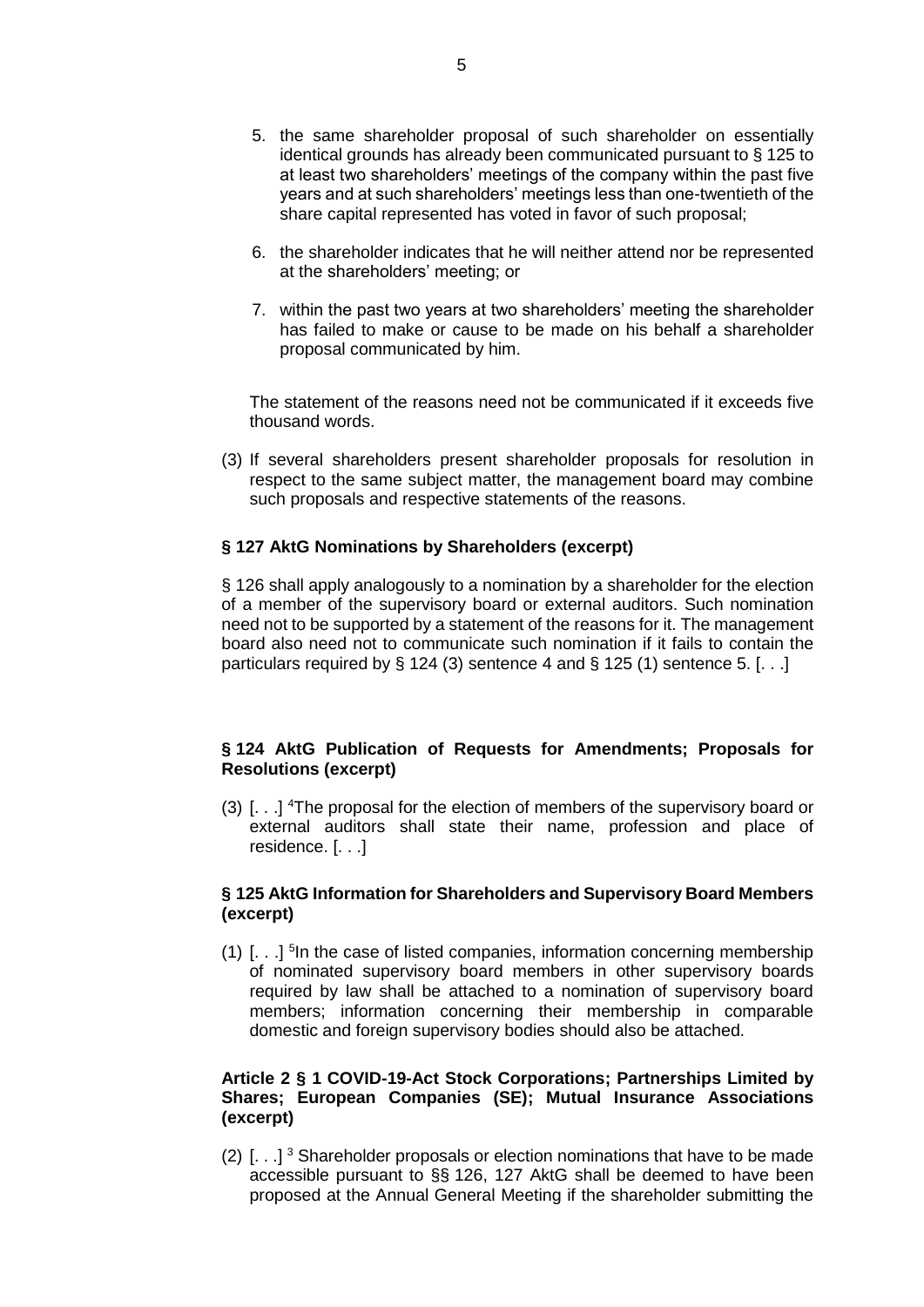5. the same shareholder proposal of such shareholder on essentially identical grounds has already been communicated pursuant to § 125 to at least two shareholders' meetings of the company within the past five years and at such shareholders' meetings less than one-twentieth of the share capital represented has voted in favor of such proposal;

6. the shareholder indicates that he will neither attend nor be represented at the shareholders' meeting; or

7. within the past two years at two shareholders' meeting the shareholder has failed to make or cause to be made on his behalf a shareholder proposal communicated by him.

The statement of the reasons need not be communicated if it exceeds five thousand words.

(3) If several shareholders present shareholder proposals for resolution in respect to the same subject matter, the management board may combine such proposals and respective statements of the reasons.

### § 127 AktG Nominations by Shareholders (excerpt)

§ 126 shall apply analogously to a nomination by a shareholder for the election of a member of the supervisory board or external auditors. Such nomination need not to be supported by a statement of the reasons for it. The management board also need not to communicate such nomination if it fails to contain the particulars required by § 124 (3) sentence 4 and § 125 (1) sentence 5. [. . .]

### § 124 AktG Publication of Requests for Amendments; Proposals for Resolutions (excerpt)

(3) [. . .] [4]The proposal for the election of members of the supervisory board or external auditors shall state their name, profession and place of residence. [. . .]

### § 125 AktG Information for Shareholders and Supervisory Board Members (excerpt)

(1) [. . .] [5]In the case of listed companies, information concerning membership of nominated supervisory board members in other supervisory boards required by law shall be attached to a nomination of supervisory board members; information concerning their membership in comparable domestic and foreign supervisory bodies should also be attached.

### Article 2 § 1 COVID-19-Act Stock Corporations; Partnerships Limited by Shares; European Companies (SE); Mutual Insurance Associations (excerpt)

(2) [. . .] [3] Shareholder proposals or election nominations that have to be made accessible pursuant to §§ 126, 127 AktG shall be deemed to have been proposed at the Annual General Meeting if the shareholder submitting the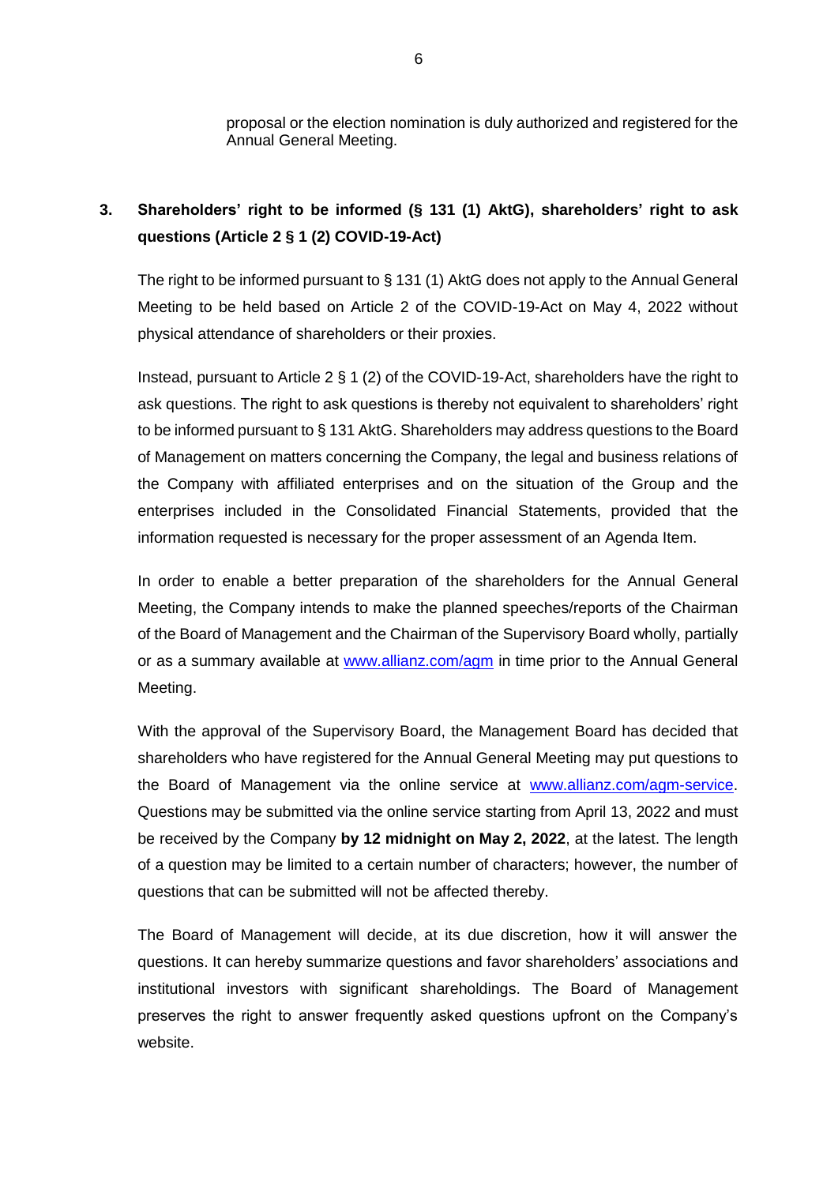proposal or the election nomination is duly authorized and registered for the Annual General Meeting.

### 3. Shareholders' right to be informed (§ 131 (1) AktG), shareholders' right to ask questions (Article 2 § 1 (2) COVID-19-Act)

The right to be informed pursuant to § 131 (1) AktG does not apply to the Annual General Meeting to be held based on Article 2 of the COVID-19-Act on May 4, 2022 without physical attendance of shareholders or their proxies.

Instead, pursuant to Article 2 § 1 (2) of the COVID-19-Act, shareholders have the right to ask questions. The right to ask questions is thereby not equivalent to shareholders' right to be informed pursuant to § 131 AktG. Shareholders may address questions to the Board of Management on matters concerning the Company, the legal and business relations of the Company with affiliated enterprises and on the situation of the Group and the enterprises included in the Consolidated Financial Statements, provided that the information requested is necessary for the proper assessment of an Agenda Item.

In order to enable a better preparation of the shareholders for the Annual General Meeting, the Company intends to make the planned speeches/reports of the Chairman of the Board of Management and the Chairman of the Supervisory Board wholly, partially or as a summary available at www.allianz.com/agm in time prior to the Annual General Meeting.

With the approval of the Supervisory Board, the Management Board has decided that shareholders who have registered for the Annual General Meeting may put questions to the Board of Management via the online service at www.allianz.com/agm-service. Questions may be submitted via the online service starting from April 13, 2022 and must be received by the Company **by 12 midnight on May 2, 2022**, at the latest. The length of a question may be limited to a certain number of characters; however, the number of questions that can be submitted will not be affected thereby.

The Board of Management will decide, at its due discretion, how it will answer the questions. It can hereby summarize questions and favor shareholders' associations and institutional investors with significant shareholdings. The Board of Management preserves the right to answer frequently asked questions upfront on the Company's website.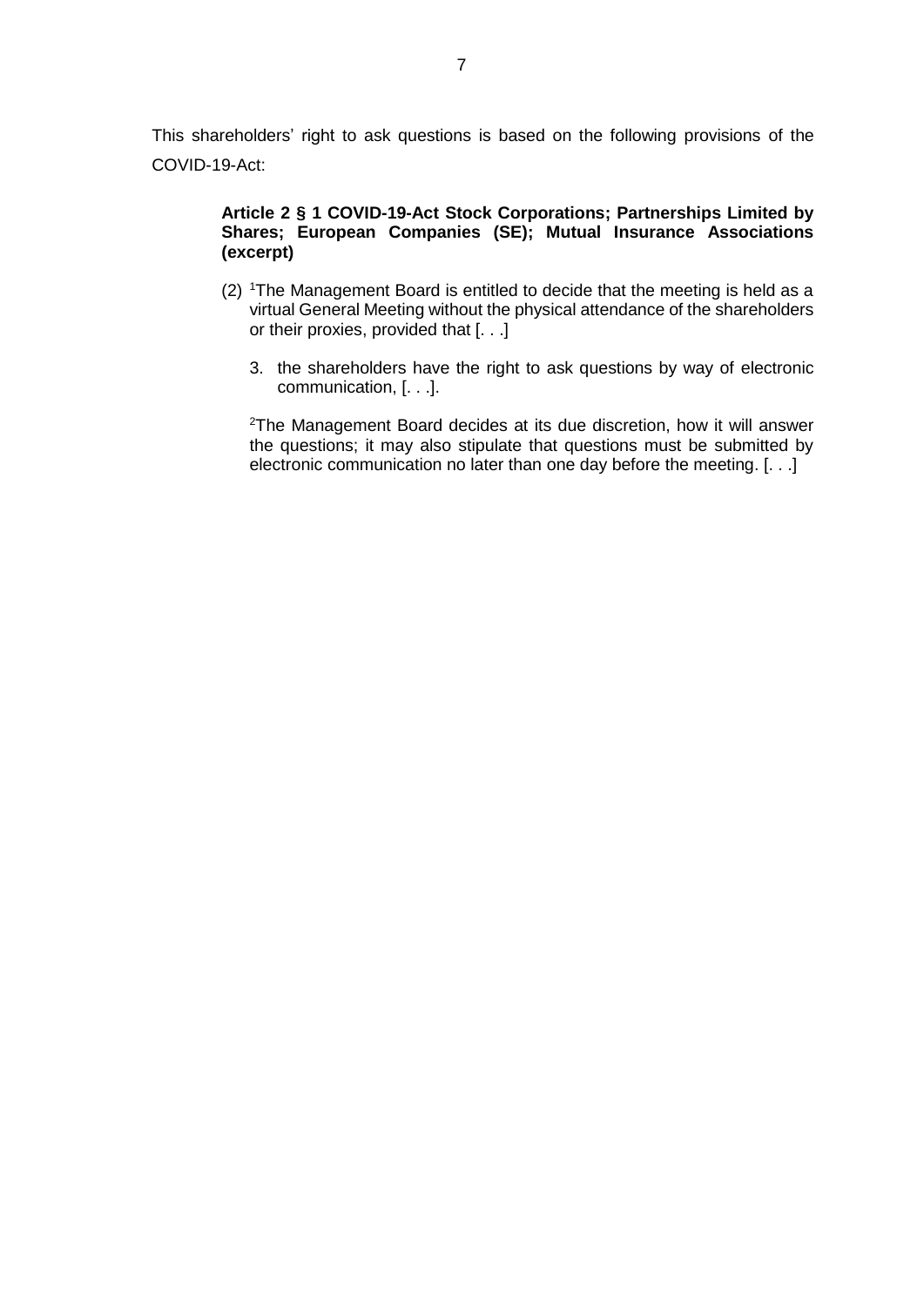This shareholders' right to ask questions is based on the following provisions of the COVID-19-Act:

**Article 2 § 1 COVID-19-Act Stock Corporations; Partnerships Limited by Shares; European Companies (SE); Mutual Insurance Associations (excerpt)**

(2) [1]The Management Board is entitled to decide that the meeting is held as a virtual General Meeting without the physical attendance of the shareholders or their proxies, provided that [. . .]

3. the shareholders have the right to ask questions by way of electronic communication, [. . .].

[2]The Management Board decides at its due discretion, how it will answer the questions; it may also stipulate that questions must be submitted by electronic communication no later than one day before the meeting. [. . .]